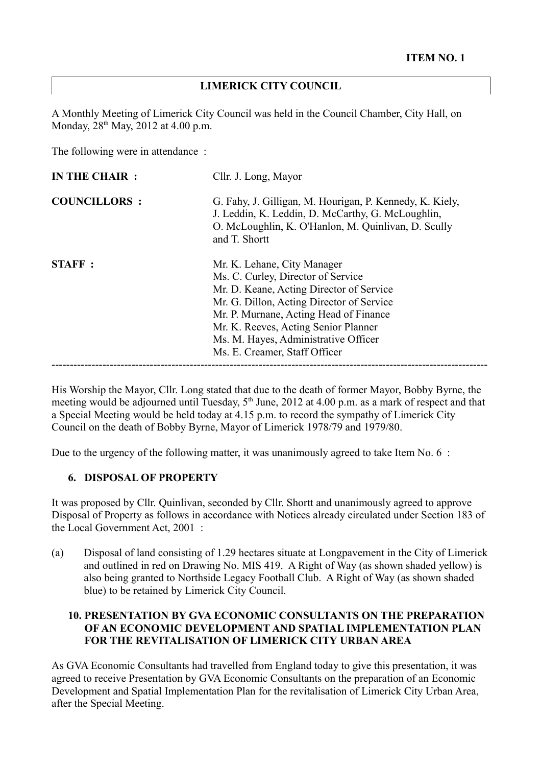**ITEM NO. 1**

**LIMERICK CITY COUNCIL**

A Monthly Meeting of Limerick City Council was held in the Council Chamber, City Hall, on Monday, 28th May, 2012 at 4.00 p.m.

The following were in attendance :

| | |
|---|---|
| **IN THE CHAIR :** | Cllr. J. Long, Mayor |
| **COUNCILLORS :** | G. Fahy, J. Gilligan, M. Hourigan, P. Kennedy, K. Kiely, J. Leddin, K. Leddin, D. McCarthy, G. McLoughlin, O. McLoughlin, K. O'Hanlon, M. Quinlivan, D. Scully and T. Shortt |
| **STAFF :** | Mr. K. Lehane, City Manager<br>Ms. C. Curley, Director of Service<br>Mr. D. Keane, Acting Director of Service<br>Mr. G. Dillon, Acting Director of Service<br>Mr. P. Murnane, Acting Head of Finance<br>Mr. K. Reeves, Acting Senior Planner<br>Ms. M. Hayes, Administrative Officer<br>Ms. E. Creamer, Staff Officer |

---

His Worship the Mayor, Cllr. Long stated that due to the death of former Mayor, Bobby Byrne, the meeting would be adjourned until Tuesday, 5th June, 2012 at 4.00 p.m. as a mark of respect and that a Special Meeting would be held today at 4.15 p.m. to record the sympathy of Limerick City Council on the death of Bobby Byrne, Mayor of Limerick 1978/79 and 1979/80.

Due to the urgency of the following matter, it was unanimously agreed to take Item No. 6 :

**6. DISPOSAL OF PROPERTY**

It was proposed by Cllr. Quinlivan, seconded by Cllr. Shortt and unanimously agreed to approve Disposal of Property as follows in accordance with Notices already circulated under Section 183 of the Local Government Act, 2001 :

(a) Disposal of land consisting of 1.29 hectares situate at Longpavement in the City of Limerick and outlined in red on Drawing No. MIS 419. A Right of Way (as shown shaded yellow) is also being granted to Northside Legacy Football Club. A Right of Way (as shown shaded blue) to be retained by Limerick City Council.

**10. PRESENTATION BY GVA ECONOMIC CONSULTANTS ON THE PREPARATION OF AN ECONOMIC DEVELOPMENT AND SPATIAL IMPLEMENTATION PLAN FOR THE REVITALISATION OF LIMERICK CITY URBAN AREA**

As GVA Economic Consultants had travelled from England today to give this presentation, it was agreed to receive Presentation by GVA Economic Consultants on the preparation of an Economic Development and Spatial Implementation Plan for the revitalisation of Limerick City Urban Area, after the Special Meeting.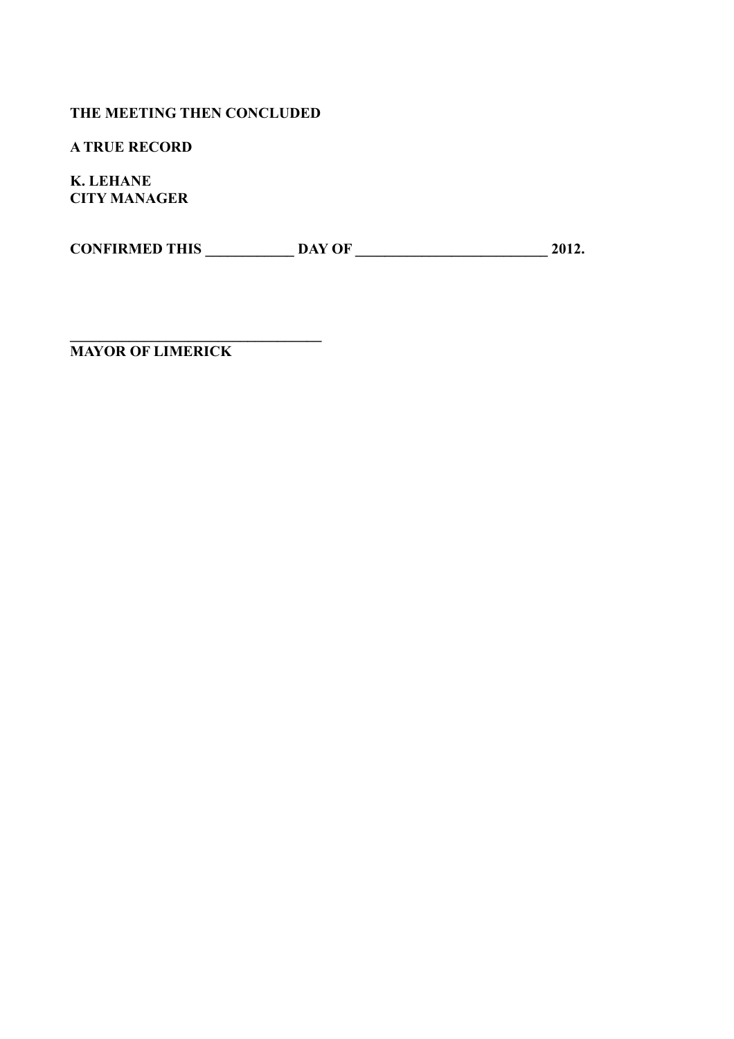**THE MEETING THEN CONCLUDED**

**A TRUE RECORD**

**K. LEHANE**
**CITY MANAGER**

**CONFIRMED THIS ____________ DAY OF __________________________ 2012.**

**__________________________________**
**MAYOR OF LIMERICK**